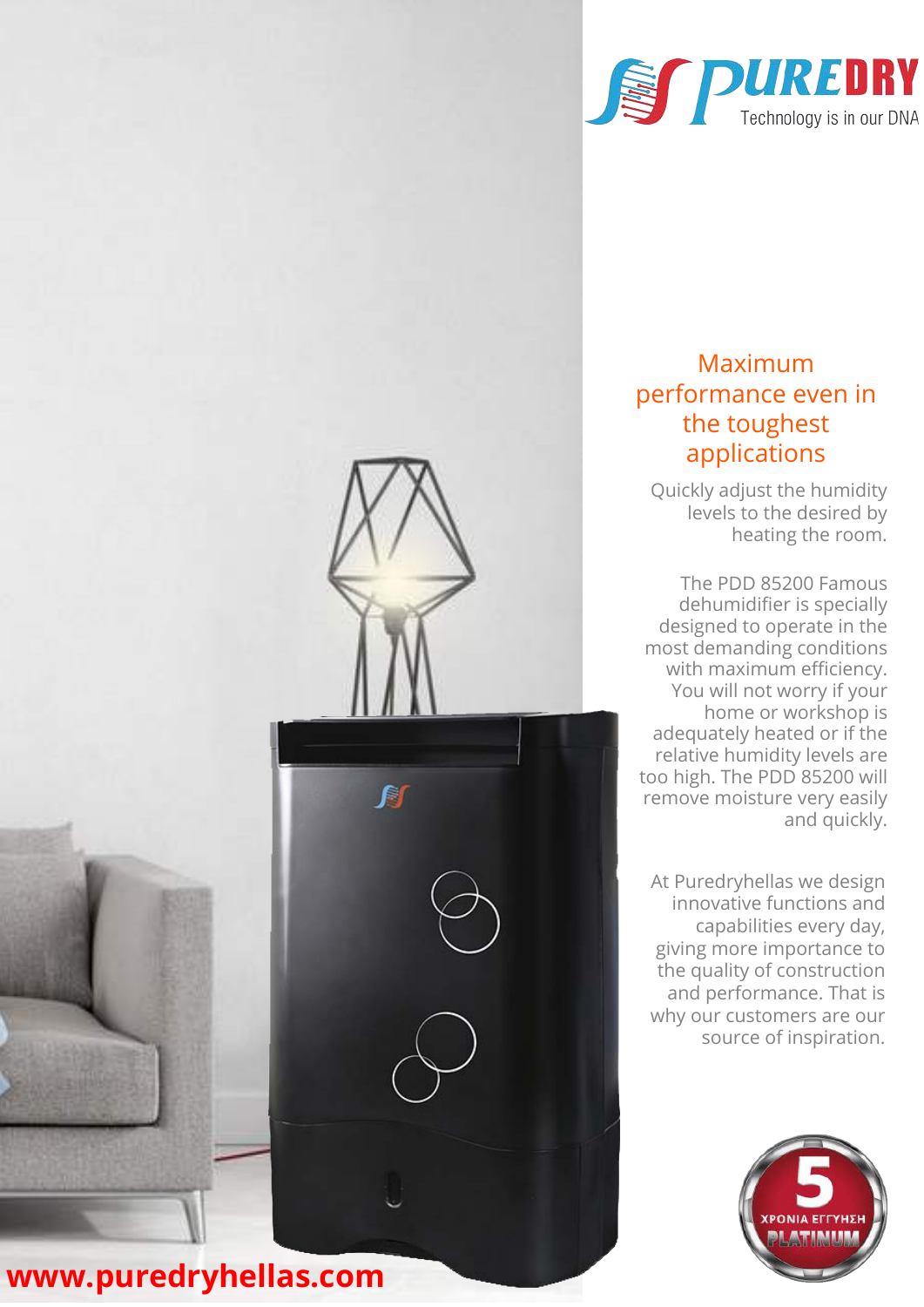PUREDRY
Technology is in our DNA

## Maximum performance even in the toughest applications

Quickly adjust the humidity levels to the desired by heating the room.

The PDD 85200 Famous dehumidifier is specially designed to operate in the most demanding conditions with maximum efficiency. You will not worry if your home or workshop is adequately heated or if the relative humidity levels are too high. The PDD 85200 will remove moisture very easily and quickly.

At Puredryhellas we design innovative functions and capabilities every day, giving more importance to the quality of construction and performance. That is why our customers are our source of inspiration.

5 ΧΡΟΝΙΑ ΕΓΓΥΗΣΗ PLATINUM

**www.puredryhellas.com**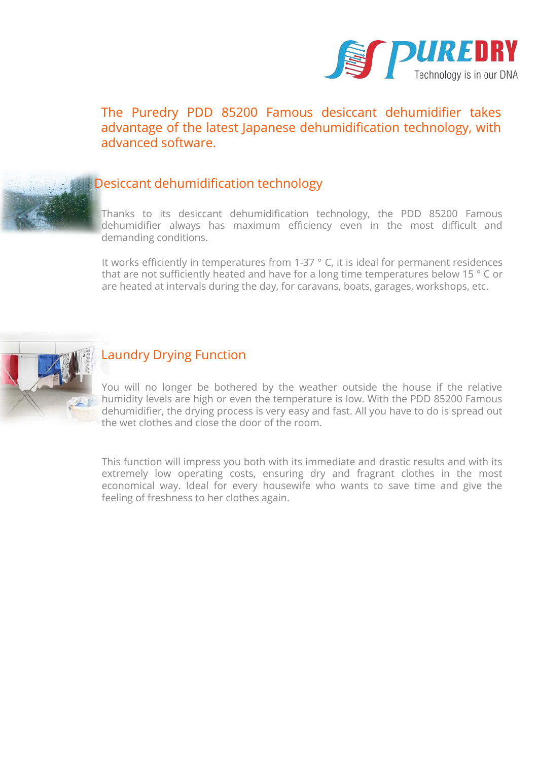PUREDRY
Technology is in our DNA

The Puredry PDD 85200 Famous desiccant dehumidifier takes advantage of the latest Japanese dehumidification technology, with advanced software.

## Desiccant dehumidification technology

Thanks to its desiccant dehumidification technology, the PDD 85200 Famous dehumidifier always has maximum efficiency even in the most difficult and demanding conditions.

It works efficiently in temperatures from 1-37 ° C, it is ideal for permanent residences that are not sufficiently heated and have for a long time temperatures below 15 ° C or are heated at intervals during the day, for caravans, boats, garages, workshops, etc.

## Laundry Drying Function

You will no longer be bothered by the weather outside the house if the relative humidity levels are high or even the temperature is low. With the PDD 85200 Famous dehumidifier, the drying process is very easy and fast. All you have to do is spread out the wet clothes and close the door of the room.

This function will impress you both with its immediate and drastic results and with its extremely low operating costs, ensuring dry and fragrant clothes in the most economical way. Ideal for every housewife who wants to save time and give the feeling of freshness to her clothes again.